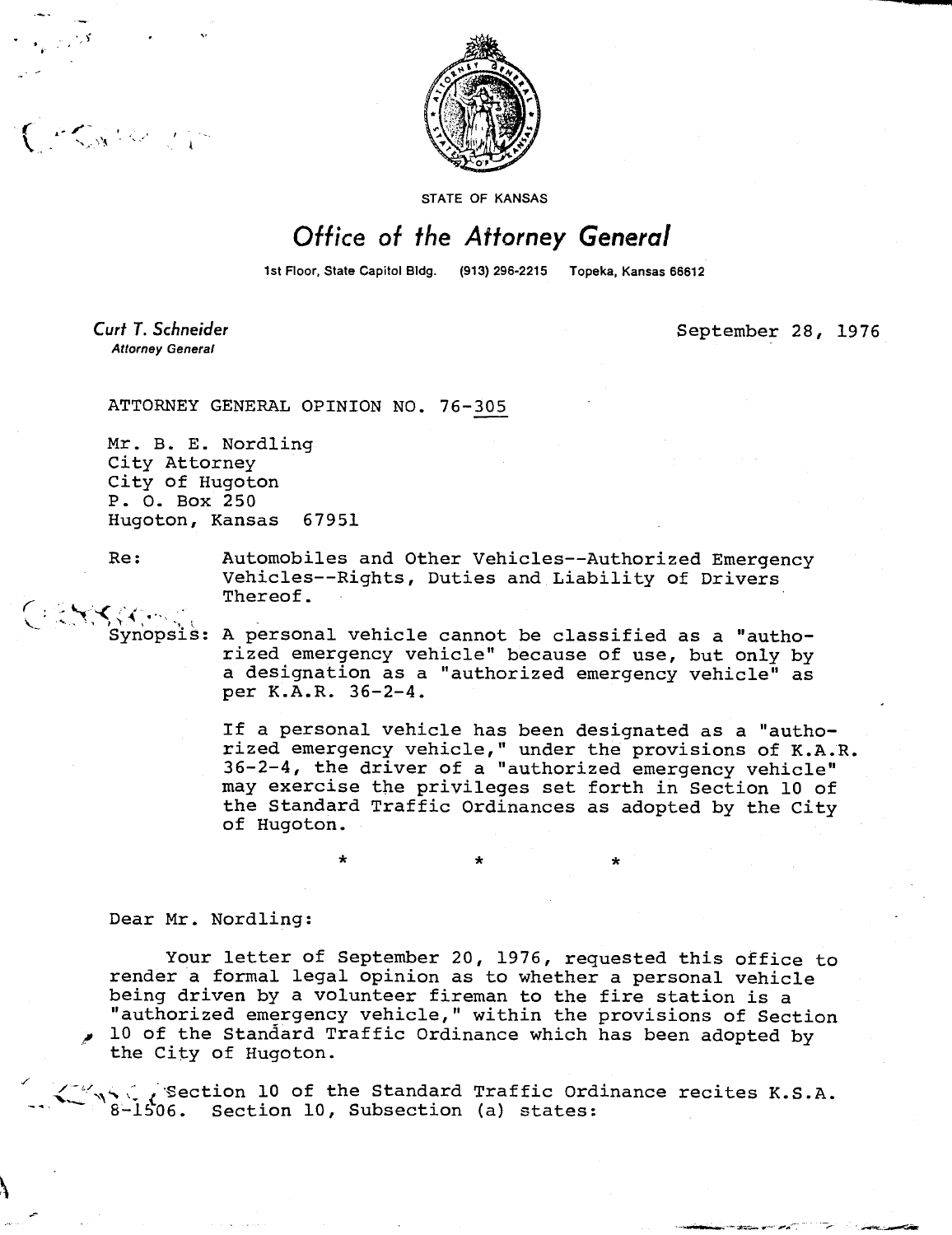STATE OF KANSAS

# *Office of the Attorney General*

1st Floor, State Capitol Bldg. (913) 296-2215 Topeka, Kansas 66612

*Curt T. Schneider*
**Attorney General**

September 28, 1976

ATTORNEY GENERAL OPINION NO. 76-305

Mr. B. E. Nordling
City Attorney
City of Hugoton
P. O. Box 250
Hugoton, Kansas 67951

Re: Automobiles and Other Vehicles--Authorized Emergency Vehicles--Rights, Duties and Liability of Drivers Thereof.

Synopsis: A personal vehicle cannot be classified as a "authorized emergency vehicle" because of use, but only by a designation as a "authorized emergency vehicle" as per K.A.R. 36-2-4.

If a personal vehicle has been designated as a "authorized emergency vehicle," under the provisions of K.A.R. 36-2-4, the driver of a "authorized emergency vehicle" may exercise the privileges set forth in Section 10 of the Standard Traffic Ordinances as adopted by the City of Hugoton.

\* \* \*

Dear Mr. Nordling:

Your letter of September 20, 1976, requested this office to render a formal legal opinion as to whether a personal vehicle being driven by a volunteer fireman to the fire station is a "authorized emergency vehicle," within the provisions of Section 10 of the Standard Traffic Ordinance which has been adopted by the City of Hugoton.

Section 10 of the Standard Traffic Ordinance recites K.S.A. 8-1506. Section 10, Subsection (a) states: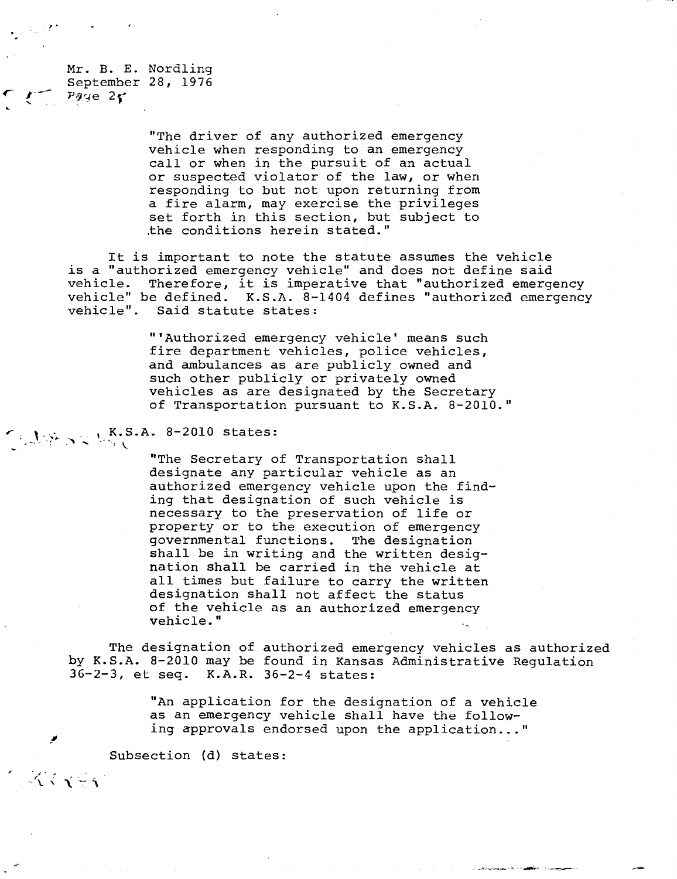> "The driver of any authorized emergency vehicle when responding to an emergency call or when in the pursuit of an actual or suspected violator of the law, or when responding to but not upon returning from a fire alarm, may exercise the privileges set forth in this section, but subject to the conditions herein stated."

It is important to note the statute assumes the vehicle is a "authorized emergency vehicle" and does not define said vehicle. Therefore, it is imperative that "authorized emergency vehicle" be defined. K.S.A. 8-1404 defines "authorized emergency vehicle". Said statute states:

> "'Authorized emergency vehicle' means such fire department vehicles, police vehicles, and ambulances as are publicly owned and such other publicly or privately owned vehicles as are designated by the Secretary of Transportation pursuant to K.S.A. 8-2010."

K.S.A. 8-2010 states:

> "The Secretary of Transportation shall designate any particular vehicle as an authorized emergency vehicle upon the finding that designation of such vehicle is necessary to the preservation of life or property or to the execution of emergency governmental functions. The designation shall be in writing and the written designation shall be carried in the vehicle at all times but failure to carry the written designation shall not affect the status of the vehicle as an authorized emergency vehicle."

The designation of authorized emergency vehicles as authorized by K.S.A. 8-2010 may be found in Kansas Administrative Regulation 36-2-3, et seq. K.A.R. 36-2-4 states:

> "An application for the designation of a vehicle as an emergency vehicle shall have the following approvals endorsed upon the application..."

Subsection (d) states: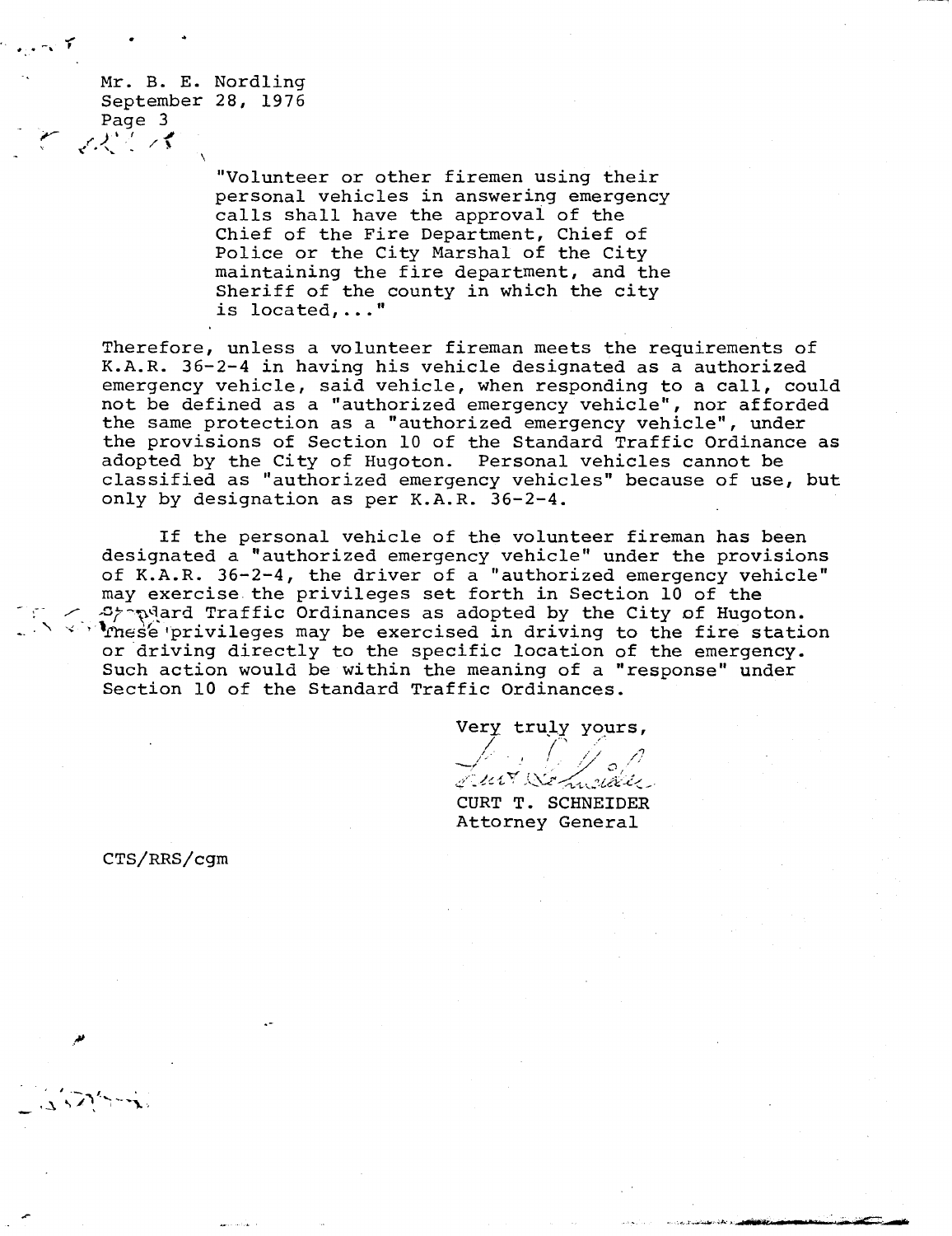Mr. B. E. Nordling
September 28, 1976

> "Volunteer or other firemen using their personal vehicles in answering emergency calls shall have the approval of the Chief of the Fire Department, Chief of Police or the City Marshal of the City maintaining the fire department, and the Sheriff of the county in which the city is located,..."

Therefore, unless a volunteer fireman meets the requirements of K.A.R. 36-2-4 in having his vehicle designated as a authorized emergency vehicle, said vehicle, when responding to a call, could not be defined as a "authorized emergency vehicle", nor afforded the same protection as a "authorized emergency vehicle", under the provisions of Section 10 of the Standard Traffic Ordinance as adopted by the City of Hugoton. Personal vehicles cannot be classified as "authorized emergency vehicles" because of use, but only by designation as per K.A.R. 36-2-4.

If the personal vehicle of the volunteer fireman has been designated a "authorized emergency vehicle" under the provisions of K.A.R. 36-2-4, the driver of a "authorized emergency vehicle" may exercise the privileges set forth in Section 10 of the Standard Traffic Ordinances as adopted by the City of Hugoton. These privileges may be exercised in driving to the fire station or driving directly to the specific location of the emergency. Such action would be within the meaning of a "response" under Section 10 of the Standard Traffic Ordinances.

Very truly yours,

CURT T. SCHNEIDER
Attorney General

CTS/RRS/cgm